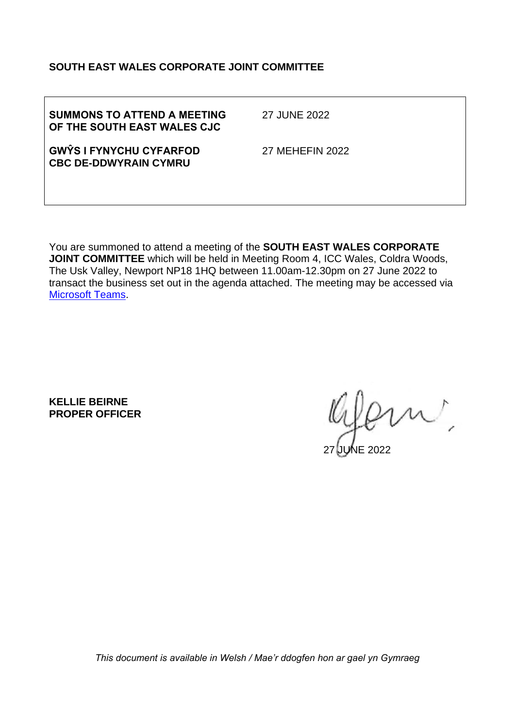**SOUTH EAST WALES CORPORATE JOINT COMMITTEE**

| | |
|---|---|
| **SUMMONS TO ATTEND A MEETING OF THE SOUTH EAST WALES CJC** | 27 JUNE 2022 |
| **GWŶS I FYNYCHU CYFARFOD CBC DE-DDWYRAIN CYMRU** | 27 MEHEFIN 2022 |

You are summoned to attend a meeting of the **SOUTH EAST WALES CORPORATE JOINT COMMITTEE** which will be held in Meeting Room 4, ICC Wales, Coldra Woods, The Usk Valley, Newport NP18 1HQ between 11.00am-12.30pm on 27 June 2022 to transact the business set out in the agenda attached. The meeting may be accessed via Microsoft Teams.

**KELLIE BEIRNE**
**PROPER OFFICER**

27 JUNE 2022

*This document is available in Welsh / Mae'r ddogfen hon ar gael yn Gymraeg*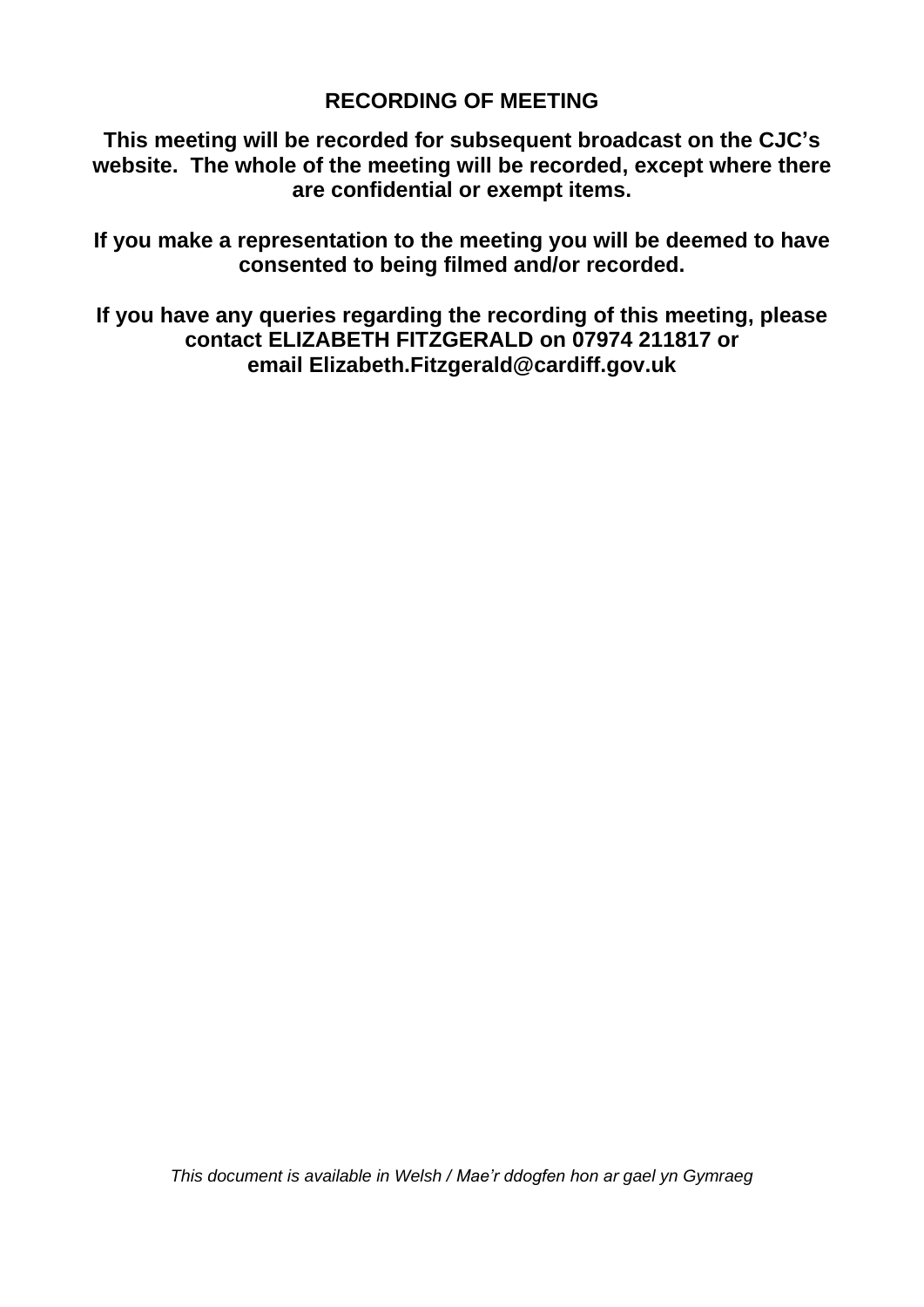## RECORDING OF MEETING

**This meeting will be recorded for subsequent broadcast on the CJC's website. The whole of the meeting will be recorded, except where there are confidential or exempt items.**

**If you make a representation to the meeting you will be deemed to have consented to being filmed and/or recorded.**

**If you have any queries regarding the recording of this meeting, please contact ELIZABETH FITZGERALD on 07974 211817 or email Elizabeth.Fitzgerald@cardiff.gov.uk**

*This document is available in Welsh / Mae'r ddogfen hon ar gael yn Gymraeg*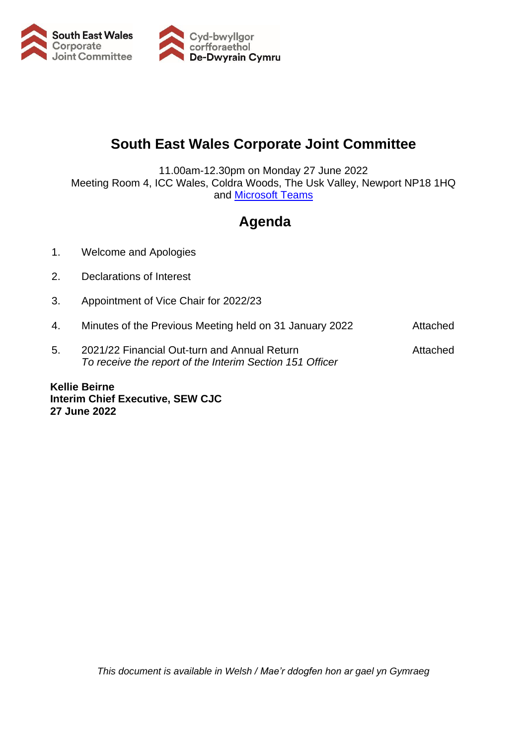South East Wales Corporate Joint Committee

Cyd-bwyllgor corfforaethol De-Dwyrain Cymru

# South East Wales Corporate Joint Committee

11.00am-12.30pm on Monday 27 June 2022
Meeting Room 4, ICC Wales, Coldra Woods, The Usk Valley, Newport NP18 1HQ
and Microsoft Teams

## Agenda

1. Welcome and Apologies
2. Declarations of Interest
3. Appointment of Vice Chair for 2022/23
4. Minutes of the Previous Meeting held on 31 January 2022 — Attached
5. 2021/22 Financial Out-turn and Annual Return — Attached
   *To receive the report of the Interim Section 151 Officer*

**Kellie Beirne**
**Interim Chief Executive, SEW CJC**
**27 June 2022**

*This document is available in Welsh / Mae'r ddogfen hon ar gael yn Gymraeg*